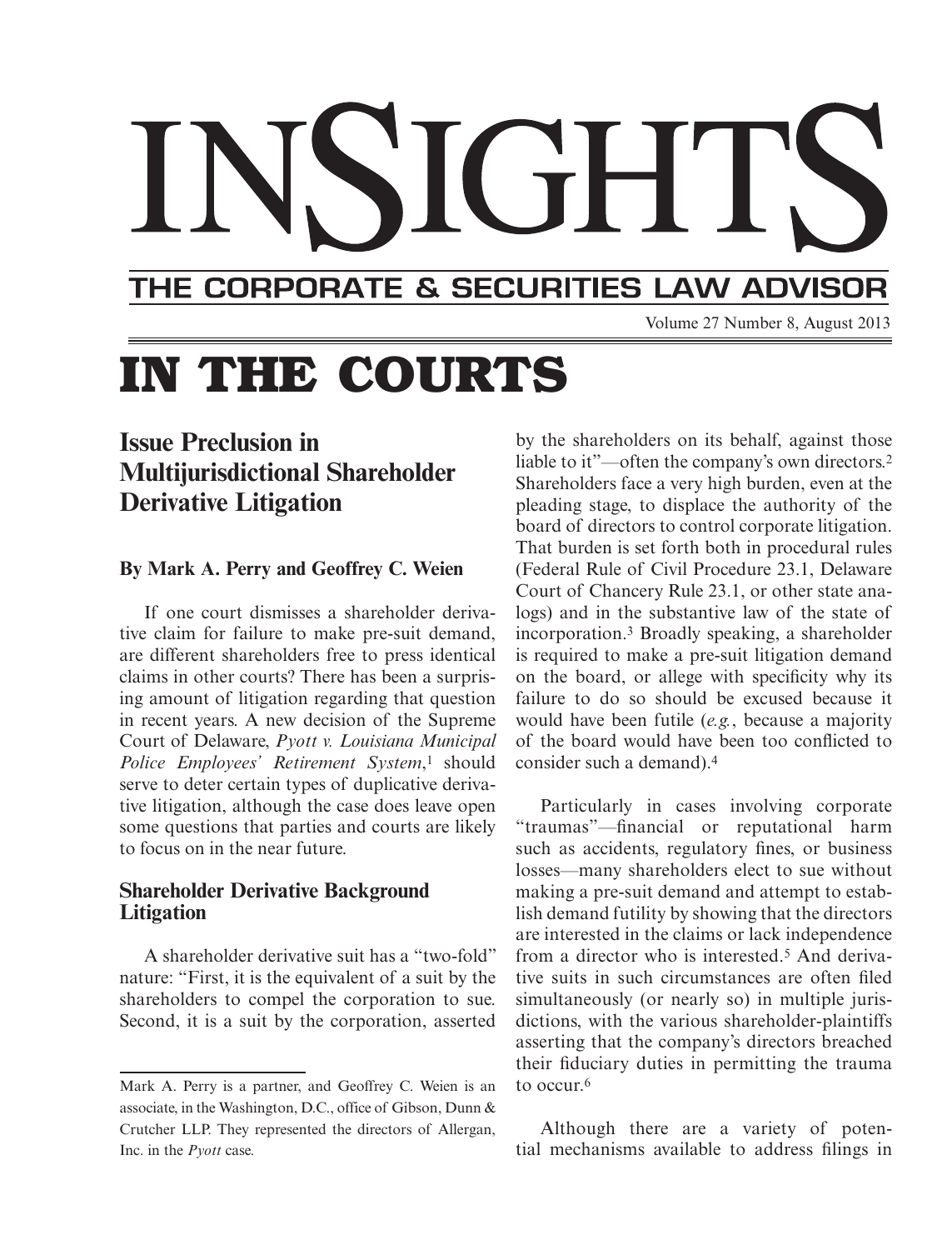# INSIGHTS

## THE CORPORATE & SECURITIES LAW ADVISOR

# IN THE COURTS

## Issue Preclusion in Multijurisdictional Shareholder Derivative Litigation

**By Mark A. Perry and Geoffrey C. Weien**

If one court dismisses a shareholder derivative claim for failure to make pre-suit demand, are different shareholders free to press identical claims in other courts? There has been a surprising amount of litigation regarding that question in recent years. A new decision of the Supreme Court of Delaware, *Pyott v. Louisiana Municipal Police Employees' Retirement System*,[1] should serve to deter certain types of duplicative derivative litigation, although the case does leave open some questions that parties and courts are likely to focus on in the near future.

### Shareholder Derivative Background Litigation

A shareholder derivative suit has a "two-fold" nature: "First, it is the equivalent of a suit by the shareholders to compel the corporation to sue. Second, it is a suit by the corporation, asserted by the shareholders on its behalf, against those liable to it"—often the company's own directors.[2] Shareholders face a very high burden, even at the pleading stage, to displace the authority of the board of directors to control corporate litigation. That burden is set forth both in procedural rules (Federal Rule of Civil Procedure 23.1, Delaware Court of Chancery Rule 23.1, or other state analogs) and in the substantive law of the state of incorporation.[3] Broadly speaking, a shareholder is required to make a pre-suit litigation demand on the board, or allege with specificity why its failure to do so should be excused because it would have been futile (*e.g.*, because a majority of the board would have been too conflicted to consider such a demand).[4]

Particularly in cases involving corporate "traumas"—financial or reputational harm such as accidents, regulatory fines, or business losses—many shareholders elect to sue without making a pre-suit demand and attempt to establish demand futility by showing that the directors are interested in the claims or lack independence from a director who is interested.[5] And derivative suits in such circumstances are often filed simultaneously (or nearly so) in multiple jurisdictions, with the various shareholder-plaintiffs asserting that the company's directors breached their fiduciary duties in permitting the trauma to occur.[6]

Although there are a variety of potential mechanisms available to address filings in

---

Mark A. Perry is a partner, and Geoffrey C. Weien is an associate, in the Washington, D.C., office of Gibson, Dunn & Crutcher LLP. They represented the directors of Allergan, Inc. in the *Pyott* case.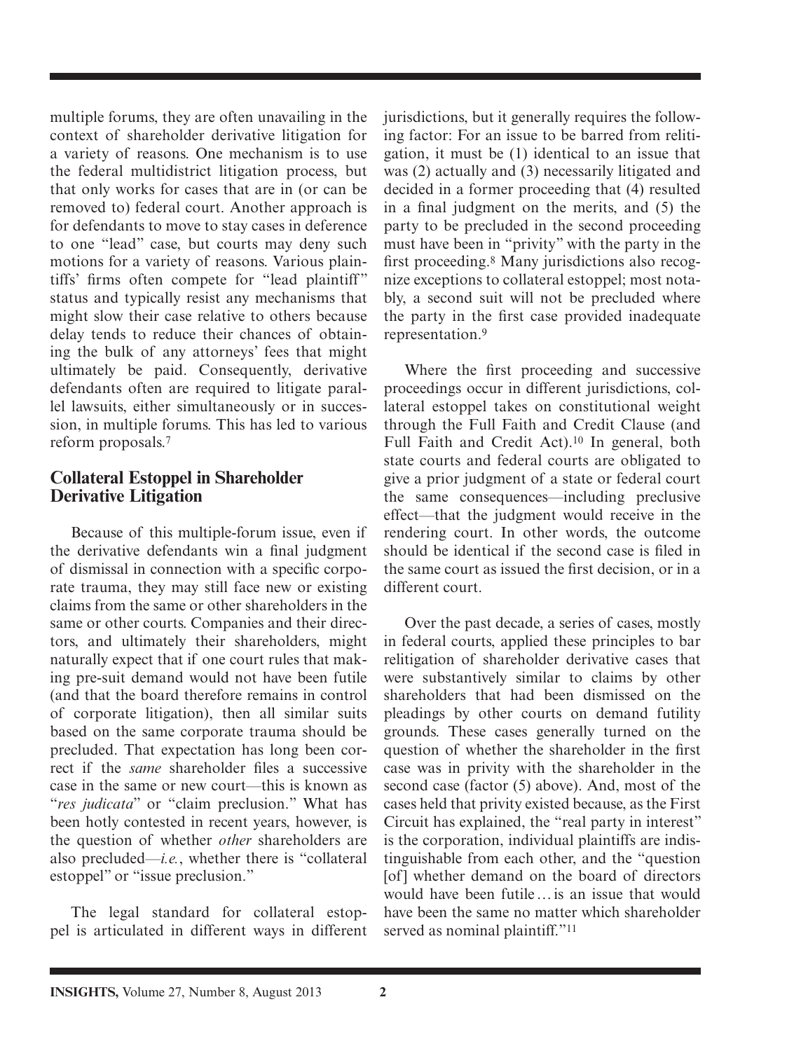multiple forums, they are often unavailing in the context of shareholder derivative litigation for a variety of reasons. One mechanism is to use the federal multidistrict litigation process, but that only works for cases that are in (or can be removed to) federal court. Another approach is for defendants to move to stay cases in deference to one "lead" case, but courts may deny such motions for a variety of reasons. Various plaintiffs' firms often compete for "lead plaintiff" status and typically resist any mechanisms that might slow their case relative to others because delay tends to reduce their chances of obtaining the bulk of any attorneys' fees that might ultimately be paid. Consequently, derivative defendants often are required to litigate parallel lawsuits, either simultaneously or in succession, in multiple forums. This has led to various reform proposals.[7]

## Collateral Estoppel in Shareholder Derivative Litigation

Because of this multiple-forum issue, even if the derivative defendants win a final judgment of dismissal in connection with a specific corporate trauma, they may still face new or existing claims from the same or other shareholders in the same or other courts. Companies and their directors, and ultimately their shareholders, might naturally expect that if one court rules that making pre-suit demand would not have been futile (and that the board therefore remains in control of corporate litigation), then all similar suits based on the same corporate trauma should be precluded. That expectation has long been correct if the *same* shareholder files a successive case in the same or new court—this is known as "*res judicata*" or "claim preclusion." What has been hotly contested in recent years, however, is the question of whether *other* shareholders are also precluded—*i.e.*, whether there is "collateral estoppel" or "issue preclusion."

The legal standard for collateral estoppel is articulated in different ways in different jurisdictions, but it generally requires the following factor: For an issue to be barred from relitigation, it must be (1) identical to an issue that was (2) actually and (3) necessarily litigated and decided in a former proceeding that (4) resulted in a final judgment on the merits, and (5) the party to be precluded in the second proceeding must have been in "privity" with the party in the first proceeding.[8] Many jurisdictions also recognize exceptions to collateral estoppel; most notably, a second suit will not be precluded where the party in the first case provided inadequate representation.[9]

Where the first proceeding and successive proceedings occur in different jurisdictions, collateral estoppel takes on constitutional weight through the Full Faith and Credit Clause (and Full Faith and Credit Act).[10] In general, both state courts and federal courts are obligated to give a prior judgment of a state or federal court the same consequences—including preclusive effect—that the judgment would receive in the rendering court. In other words, the outcome should be identical if the second case is filed in the same court as issued the first decision, or in a different court.

Over the past decade, a series of cases, mostly in federal courts, applied these principles to bar relitigation of shareholder derivative cases that were substantively similar to claims by other shareholders that had been dismissed on the pleadings by other courts on demand futility grounds. These cases generally turned on the question of whether the shareholder in the first case was in privity with the shareholder in the second case (factor (5) above). And, most of the cases held that privity existed because, as the First Circuit has explained, the "real party in interest" is the corporation, individual plaintiffs are indistinguishable from each other, and the "question [of] whether demand on the board of directors would have been futile … is an issue that would have been the same no matter which shareholder served as nominal plaintiff."[11]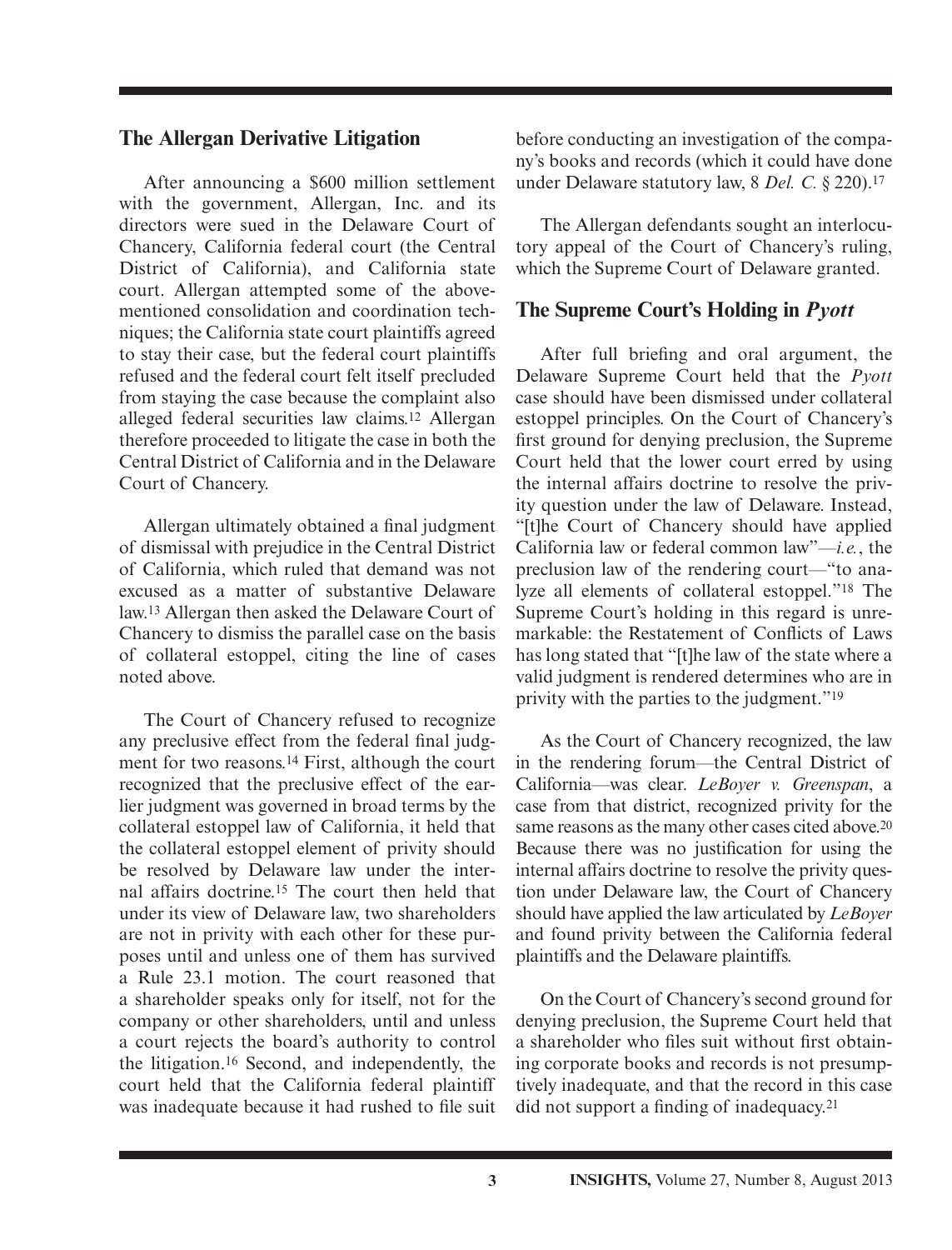## The Allergan Derivative Litigation

After announcing a $600 million settlement with the government, Allergan, Inc. and its directors were sued in the Delaware Court of Chancery, California federal court (the Central District of California), and California state court. Allergan attempted some of the above-mentioned consolidation and coordination techniques; the California state court plaintiffs agreed to stay their case, but the federal court plaintiffs refused and the federal court felt itself precluded from staying the case because the complaint also alleged federal securities law claims.[12] Allergan therefore proceeded to litigate the case in both the Central District of California and in the Delaware Court of Chancery.

Allergan ultimately obtained a final judgment of dismissal with prejudice in the Central District of California, which ruled that demand was not excused as a matter of substantive Delaware law.[13] Allergan then asked the Delaware Court of Chancery to dismiss the parallel case on the basis of collateral estoppel, citing the line of cases noted above.

The Court of Chancery refused to recognize any preclusive effect from the federal final judgment for two reasons.[14] First, although the court recognized that the preclusive effect of the earlier judgment was governed in broad terms by the collateral estoppel law of California, it held that the collateral estoppel element of privity should be resolved by Delaware law under the internal affairs doctrine.[15] The court then held that under its view of Delaware law, two shareholders are not in privity with each other for these purposes until and unless one of them has survived a Rule 23.1 motion. The court reasoned that a shareholder speaks only for itself, not for the company or other shareholders, until and unless a court rejects the board's authority to control the litigation.[16] Second, and independently, the court held that the California federal plaintiff was inadequate because it had rushed to file suit before conducting an investigation of the company's books and records (which it could have done under Delaware statutory law, 8 *Del. C.* § 220).[17]

The Allergan defendants sought an interlocutory appeal of the Court of Chancery's ruling, which the Supreme Court of Delaware granted.

## The Supreme Court's Holding in *Pyott*

After full briefing and oral argument, the Delaware Supreme Court held that the *Pyott* case should have been dismissed under collateral estoppel principles. On the Court of Chancery's first ground for denying preclusion, the Supreme Court held that the lower court erred by using the internal affairs doctrine to resolve the privity question under the law of Delaware. Instead, "[t]he Court of Chancery should have applied California law or federal common law"—*i.e.*, the preclusion law of the rendering court—"to analyze all elements of collateral estoppel."[18] The Supreme Court's holding in this regard is unremarkable: the Restatement of Conflicts of Laws has long stated that "[t]he law of the state where a valid judgment is rendered determines who are in privity with the parties to the judgment."[19]

As the Court of Chancery recognized, the law in the rendering forum—the Central District of California—was clear. *LeBoyer v. Greenspan*, a case from that district, recognized privity for the same reasons as the many other cases cited above.[20] Because there was no justification for using the internal affairs doctrine to resolve the privity question under Delaware law, the Court of Chancery should have applied the law articulated by *LeBoyer* and found privity between the California federal plaintiffs and the Delaware plaintiffs.

On the Court of Chancery's second ground for denying preclusion, the Supreme Court held that a shareholder who files suit without first obtaining corporate books and records is not presumptively inadequate, and that the record in this case did not support a finding of inadequacy.[21]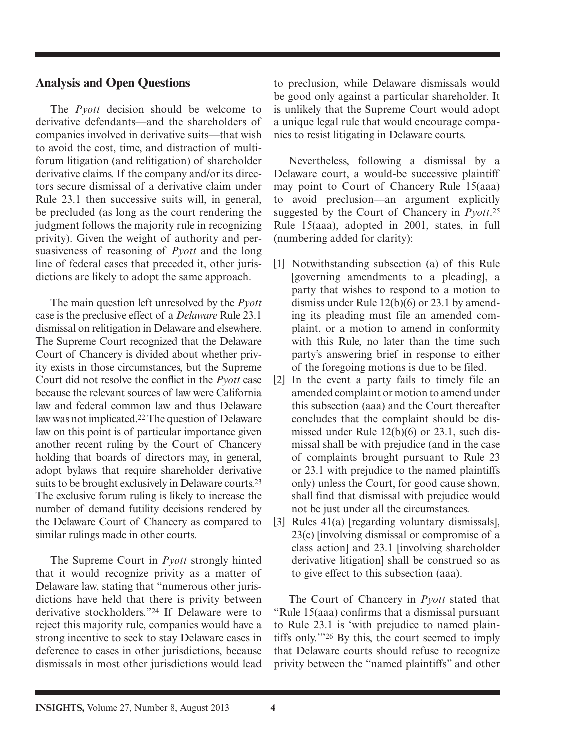## Analysis and Open Questions

The *Pyott* decision should be welcome to derivative defendants—and the shareholders of companies involved in derivative suits—that wish to avoid the cost, time, and distraction of multi-forum litigation (and relitigation) of shareholder derivative claims. If the company and/or its directors secure dismissal of a derivative claim under Rule 23.1 then successive suits will, in general, be precluded (as long as the court rendering the judgment follows the majority rule in recognizing privity). Given the weight of authority and persuasiveness of reasoning of *Pyott* and the long line of federal cases that preceded it, other jurisdictions are likely to adopt the same approach.

The main question left unresolved by the *Pyott* case is the preclusive effect of a *Delaware* Rule 23.1 dismissal on relitigation in Delaware and elsewhere. The Supreme Court recognized that the Delaware Court of Chancery is divided about whether privity exists in those circumstances, but the Supreme Court did not resolve the conflict in the *Pyott* case because the relevant sources of law were California law and federal common law and thus Delaware law was not implicated.[22] The question of Delaware law on this point is of particular importance given another recent ruling by the Court of Chancery holding that boards of directors may, in general, adopt bylaws that require shareholder derivative suits to be brought exclusively in Delaware courts.[23] The exclusive forum ruling is likely to increase the number of demand futility decisions rendered by the Delaware Court of Chancery as compared to similar rulings made in other courts.

The Supreme Court in *Pyott* strongly hinted that it would recognize privity as a matter of Delaware law, stating that "numerous other jurisdictions have held that there is privity between derivative stockholders."[24] If Delaware were to reject this majority rule, companies would have a strong incentive to seek to stay Delaware cases in deference to cases in other jurisdictions, because dismissals in most other jurisdictions would lead to preclusion, while Delaware dismissals would be good only against a particular shareholder. It is unlikely that the Supreme Court would adopt a unique legal rule that would encourage companies to resist litigating in Delaware courts.

Nevertheless, following a dismissal by a Delaware court, a would-be successive plaintiff may point to Court of Chancery Rule 15(aaa) to avoid preclusion—an argument explicitly suggested by the Court of Chancery in *Pyott*.[25] Rule 15(aaa), adopted in 2001, states, in full (numbering added for clarity):

[1] Notwithstanding subsection (a) of this Rule [governing amendments to a pleading], a party that wishes to respond to a motion to dismiss under Rule 12(b)(6) or 23.1 by amending its pleading must file an amended complaint, or a motion to amend in conformity with this Rule, no later than the time such party's answering brief in response to either of the foregoing motions is due to be filed.

[2] In the event a party fails to timely file an amended complaint or motion to amend under this subsection (aaa) and the Court thereafter concludes that the complaint should be dismissed under Rule 12(b)(6) or 23.1, such dismissal shall be with prejudice (and in the case of complaints brought pursuant to Rule 23 or 23.1 with prejudice to the named plaintiffs only) unless the Court, for good cause shown, shall find that dismissal with prejudice would not be just under all the circumstances.

[3] Rules 41(a) [regarding voluntary dismissals], 23(e) [involving dismissal or compromise of a class action] and 23.1 [involving shareholder derivative litigation] shall be construed so as to give effect to this subsection (aaa).

The Court of Chancery in *Pyott* stated that "Rule 15(aaa) confirms that a dismissal pursuant to Rule 23.1 is 'with prejudice to named plaintiffs only.'"[26] By this, the court seemed to imply that Delaware courts should refuse to recognize privity between the "named plaintiffs" and other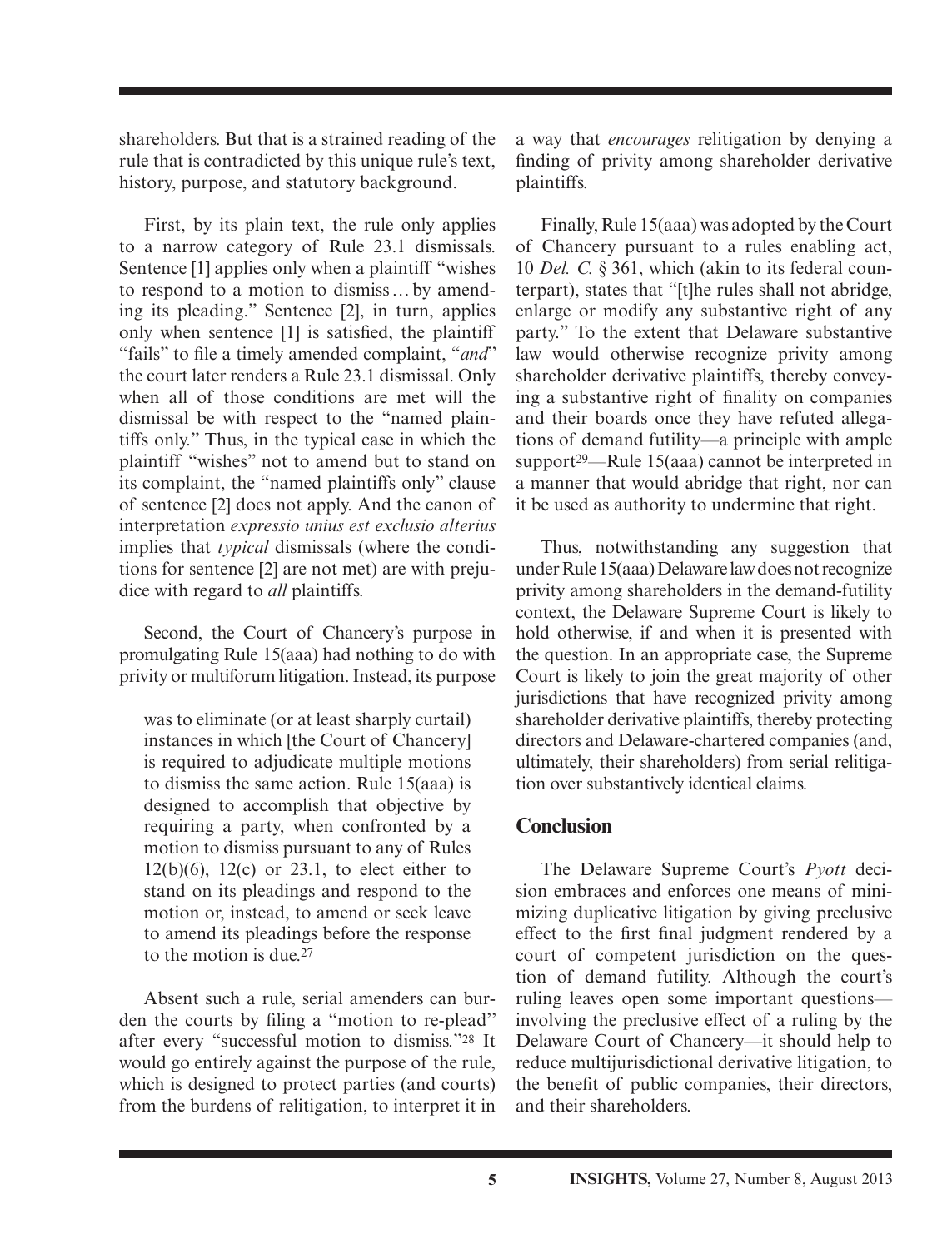shareholders. But that is a strained reading of the rule that is contradicted by this unique rule's text, history, purpose, and statutory background.

First, by its plain text, the rule only applies to a narrow category of Rule 23.1 dismissals. Sentence [1] applies only when a plaintiff "wishes to respond to a motion to dismiss … by amending its pleading." Sentence [2], in turn, applies only when sentence [1] is satisfied, the plaintiff "fails" to file a timely amended complaint, "*and*" the court later renders a Rule 23.1 dismissal. Only when all of those conditions are met will the dismissal be with respect to the "named plaintiffs only." Thus, in the typical case in which the plaintiff "wishes" not to amend but to stand on its complaint, the "named plaintiffs only" clause of sentence [2] does not apply. And the canon of interpretation *expressio unius est exclusio alterius* implies that *typical* dismissals (where the conditions for sentence [2] are not met) are with prejudice with regard to *all* plaintiffs.

Second, the Court of Chancery's purpose in promulgating Rule 15(aaa) had nothing to do with privity or multiforum litigation. Instead, its purpose

> was to eliminate (or at least sharply curtail) instances in which [the Court of Chancery] is required to adjudicate multiple motions to dismiss the same action. Rule 15(aaa) is designed to accomplish that objective by requiring a party, when confronted by a motion to dismiss pursuant to any of Rules 12(b)(6), 12(c) or 23.1, to elect either to stand on its pleadings and respond to the motion or, instead, to amend or seek leave to amend its pleadings before the response to the motion is due.[27]

Absent such a rule, serial amenders can burden the courts by filing a "motion to re-plead" after every "successful motion to dismiss."[28] It would go entirely against the purpose of the rule, which is designed to protect parties (and courts) from the burdens of relitigation, to interpret it in a way that *encourages* relitigation by denying a finding of privity among shareholder derivative plaintiffs.

Finally, Rule 15(aaa) was adopted by the Court of Chancery pursuant to a rules enabling act, 10 *Del. C.* § 361, which (akin to its federal counterpart), states that "[t]he rules shall not abridge, enlarge or modify any substantive right of any party." To the extent that Delaware substantive law would otherwise recognize privity among shareholder derivative plaintiffs, thereby conveying a substantive right of finality on companies and their boards once they have refuted allegations of demand futility—a principle with ample support[29]—Rule 15(aaa) cannot be interpreted in a manner that would abridge that right, nor can it be used as authority to undermine that right.

Thus, notwithstanding any suggestion that under Rule 15(aaa) Delaware law does not recognize privity among shareholders in the demand-futility context, the Delaware Supreme Court is likely to hold otherwise, if and when it is presented with the question. In an appropriate case, the Supreme Court is likely to join the great majority of other jurisdictions that have recognized privity among shareholder derivative plaintiffs, thereby protecting directors and Delaware-chartered companies (and, ultimately, their shareholders) from serial relitigation over substantively identical claims.

## Conclusion

The Delaware Supreme Court's *Pyott* decision embraces and enforces one means of minimizing duplicative litigation by giving preclusive effect to the first final judgment rendered by a court of competent jurisdiction on the question of demand futility. Although the court's ruling leaves open some important questions—involving the preclusive effect of a ruling by the Delaware Court of Chancery—it should help to reduce multijurisdictional derivative litigation, to the benefit of public companies, their directors, and their shareholders.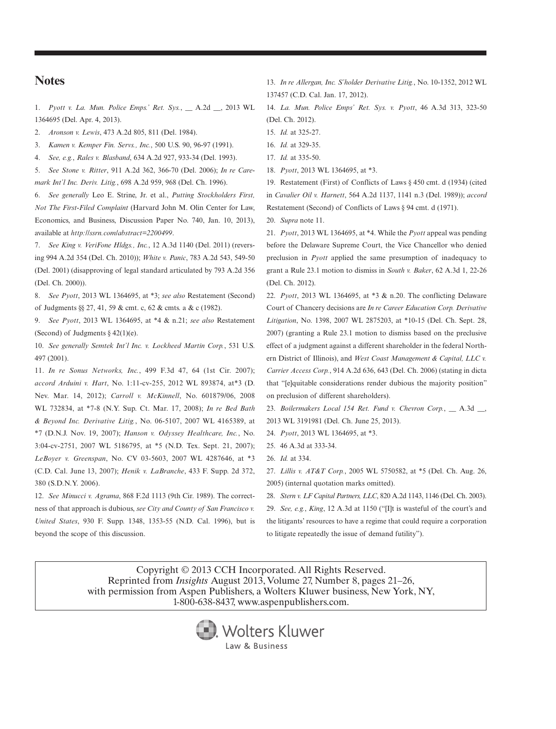## Notes

1. *Pyott v. La. Mun. Police Emps.' Ret. Sys.*, __ A.2d __, 2013 WL 1364695 (Del. Apr. 4, 2013).

2. *Aronson v. Lewis*, 473 A.2d 805, 811 (Del. 1984).

3. *Kamen v. Kemper Fin. Servs., Inc.*, 500 U.S. 90, 96-97 (1991).

4. *See, e.g.*, *Rales v. Blasband*, 634 A.2d 927, 933-34 (Del. 1993).

5. *See Stone v. Ritter*, 911 A.2d 362, 366-70 (Del. 2006); *In re Caremark Int'l Inc. Deriv. Litig.*, 698 A.2d 959, 968 (Del. Ch. 1996).

6. *See generally* Leo E. Strine, Jr. et al., *Putting Stockholders First, Not The First-Filed Complaint* (Harvard John M. Olin Center for Law, Economics, and Business, Discussion Paper No. 740, Jan. 10, 2013), available at *http://ssrn.com/abstract=2200499*.

7. *See King v. VeriFone Hldgs., Inc.*, 12 A.3d 1140 (Del. 2011) (reversing 994 A.2d 354 (Del. Ch. 2010)); *White v. Panic*, 783 A.2d 543, 549-50 (Del. 2001) (disapproving of legal standard articulated by 793 A.2d 356 (Del. Ch. 2000)).

8. *See Pyott*, 2013 WL 1364695, at *3; *see also* Restatement (Second) of Judgments §§ 27, 41, 59 & cmt. c, 62 & cmts. a & c (1982).

9. *See Pyott*, 2013 WL 1364695, at *4 & n.21; *see also* Restatement (Second) of Judgments § 42(1)(e).

10. *See generally Semtek Int'l Inc. v. Lockheed Martin Corp.*, 531 U.S. 497 (2001).

11. *In re Sonus Networks, Inc.*, 499 F.3d 47, 64 (1st Cir. 2007); *accord Arduini v. Hart*, No. 1:11-cv-255, 2012 WL 893874, at*3 (D. Nev. Mar. 14, 2012); *Carroll v. McKinnell*, No. 601879/06, 2008 WL 732834, at *7-8 (N.Y. Sup. Ct. Mar. 17, 2008); *In re Bed Bath & Beyond Inc. Derivative Litig.*, No. 06-5107, 2007 WL 4165389, at *7 (D.N.J. Nov. 19, 2007); *Hanson v. Odyssey Healthcare, Inc.*, No. 3:04-cv-2751, 2007 WL 5186795, at *5 (N.D. Tex. Sept. 21, 2007); *LeBoyer v. Greenspan*, No. CV 03-5603, 2007 WL 4287646, at *3 (C.D. Cal. June 13, 2007); *Henik v. LaBranche*, 433 F. Supp. 2d 372, 380 (S.D.N.Y. 2006).

12. *See Minucci v. Agrama*, 868 F.2d 1113 (9th Cir. 1989). The correctness of that approach is dubious, *see City and County of San Francisco v. United States*, 930 F. Supp. 1348, 1353-55 (N.D. Cal. 1996), but is beyond the scope of this discussion.

13. *In re Allergan, Inc. S'holder Derivative Litig.*, No. 10-1352, 2012 WL 137457 (C.D. Cal. Jan. 17, 2012).

14. *La. Mun. Police Emps' Ret. Sys. v. Pyott*, 46 A.3d 313, 323-50 (Del. Ch. 2012).

15. *Id.* at 325-27.

16. *Id.* at 329-35.

17. *Id.* at 335-50.

18. *Pyott*, 2013 WL 1364695, at *3.

19. Restatement (First) of Conflicts of Laws § 450 cmt. d (1934) (cited in *Cavalier Oil v. Harnett*, 564 A.2d 1137, 1141 n.3 (Del. 1989)); *accord* Restatement (Second) of Conflicts of Laws § 94 cmt. d (1971).

20. *Supra* note 11.

21. *Pyott*, 2013 WL 1364695, at *4. While the *Pyott* appeal was pending before the Delaware Supreme Court, the Vice Chancellor who denied preclusion in *Pyott* applied the same presumption of inadequacy to grant a Rule 23.1 motion to dismiss in *South v. Baker*, 62 A.3d 1, 22-26 (Del. Ch. 2012).

22. *Pyott*, 2013 WL 1364695, at *3 & n.20. The conflicting Delaware Court of Chancery decisions are *In re Career Education Corp. Derivative Litigation*, No. 1398, 2007 WL 2875203, at *10-15 (Del. Ch. Sept. 28, 2007) (granting a Rule 23.1 motion to dismiss based on the preclusive effect of a judgment against a different shareholder in the federal Northern District of Illinois), and *West Coast Management & Capital, LLC v. Carrier Access Corp.*, 914 A.2d 636, 643 (Del. Ch. 2006) (stating in dicta that "[e]quitable considerations render dubious the majority position" on preclusion of different shareholders).

23. *Boilermakers Local 154 Ret. Fund v. Chevron Corp.*, __ A.3d __, 2013 WL 3191981 (Del. Ch. June 25, 2013).

24. *Pyott*, 2013 WL 1364695, at *3.

25. 46 A.3d at 333-34.

26. *Id.* at 334.

27. *Lillis v. AT&T Corp.*, 2005 WL 5750582, at *5 (Del. Ch. Aug. 26, 2005) (internal quotation marks omitted).

28. *Stern v. LF Capital Partners, LLC*, 820 A.2d 1143, 1146 (Del. Ch. 2003).

29. *See, e.g.*, *King*, 12 A.3d at 1150 ("[I]t is wasteful of the court's and the litigants' resources to have a regime that could require a corporation to litigate repeatedly the issue of demand futility").

Copyright © 2013 CCH Incorporated. All Rights Reserved.
Reprinted from *Insights* August 2013, Volume 27, Number 8, pages 21–26,
with permission from Aspen Publishers, a Wolters Kluwer business, New York, NY,
1-800-638-8437, www.aspenpublishers.com.

Wolters Kluwer
Law & Business